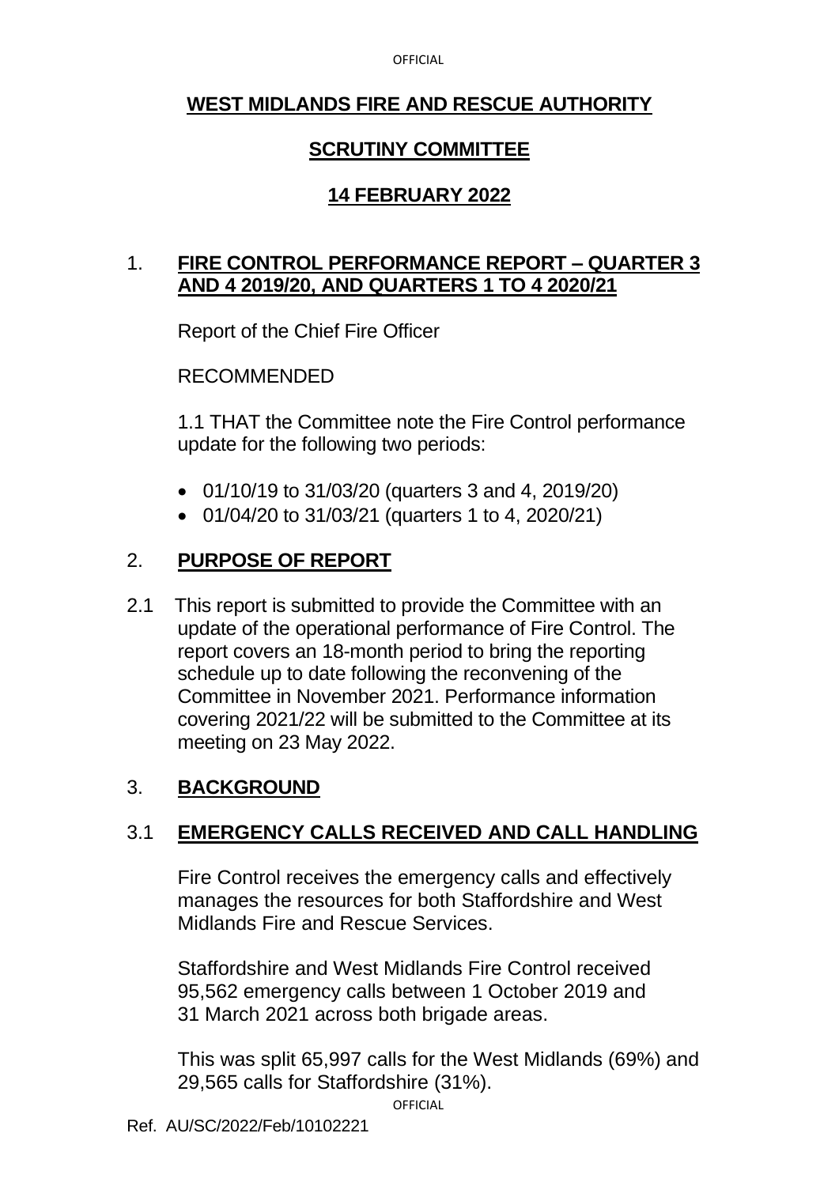# WEST MIDLANDS FIRE AND RESCUE AUTHORITY

## SCRUTINY COMMITTEE

## 14 FEBRUARY 2022

## 1. FIRE CONTROL PERFORMANCE REPORT – QUARTER 3 AND 4 2019/20, AND QUARTERS 1 TO 4 2020/21

Report of the Chief Fire Officer

RECOMMENDED

1.1 THAT the Committee note the Fire Control performance update for the following two periods:

- 01/10/19 to 31/03/20 (quarters 3 and 4, 2019/20)
- 01/04/20 to 31/03/21 (quarters 1 to 4, 2020/21)

## 2. PURPOSE OF REPORT

2.1 This report is submitted to provide the Committee with an update of the operational performance of Fire Control. The report covers an 18-month period to bring the reporting schedule up to date following the reconvening of the Committee in November 2021. Performance information covering 2021/22 will be submitted to the Committee at its meeting on 23 May 2022.

## 3. BACKGROUND

### 3.1 EMERGENCY CALLS RECEIVED AND CALL HANDLING

Fire Control receives the emergency calls and effectively manages the resources for both Staffordshire and West Midlands Fire and Rescue Services.

Staffordshire and West Midlands Fire Control received 95,562 emergency calls between 1 October 2019 and 31 March 2021 across both brigade areas.

This was split 65,997 calls for the West Midlands (69%) and 29,565 calls for Staffordshire (31%).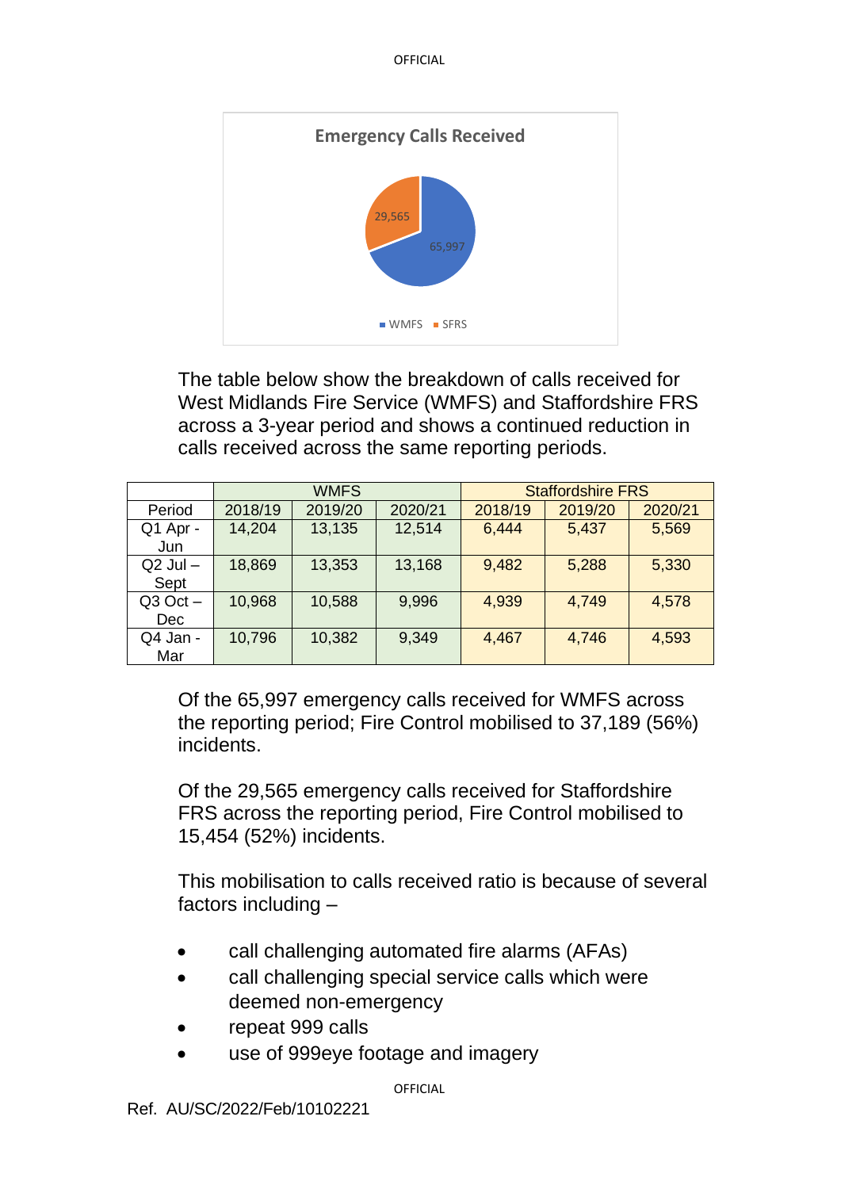Emergency Calls Received

29,565

65,997

WMFS SFRS

The table below show the breakdown of calls received for West Midlands Fire Service (WMFS) and Staffordshire FRS across a 3-year period and shows a continued reduction in calls received across the same reporting periods.

| | WMFS | | | Staffordshire FRS | | |
|---|---|---|---|---|---|---|
| Period | 2018/19 | 2019/20 | 2020/21 | 2018/19 | 2019/20 | 2020/21 |
| Q1 Apr - Jun | 14,204 | 13,135 | 12,514 | 6,444 | 5,437 | 5,569 |
| Q2 Jul – Sept | 18,869 | 13,353 | 13,168 | 9,482 | 5,288 | 5,330 |
| Q3 Oct – Dec | 10,968 | 10,588 | 9,996 | 4,939 | 4,749 | 4,578 |
| Q4 Jan - Mar | 10,796 | 10,382 | 9,349 | 4,467 | 4,746 | 4,593 |

Of the 65,997 emergency calls received for WMFS across the reporting period; Fire Control mobilised to 37,189 (56%) incidents.

Of the 29,565 emergency calls received for Staffordshire FRS across the reporting period, Fire Control mobilised to 15,454 (52%) incidents.

This mobilisation to calls received ratio is because of several factors including –

- call challenging automated fire alarms (AFAs)
- call challenging special service calls which were deemed non-emergency
- repeat 999 calls
- use of 999eye footage and imagery

Ref. AU/SC/2022/Feb/10102221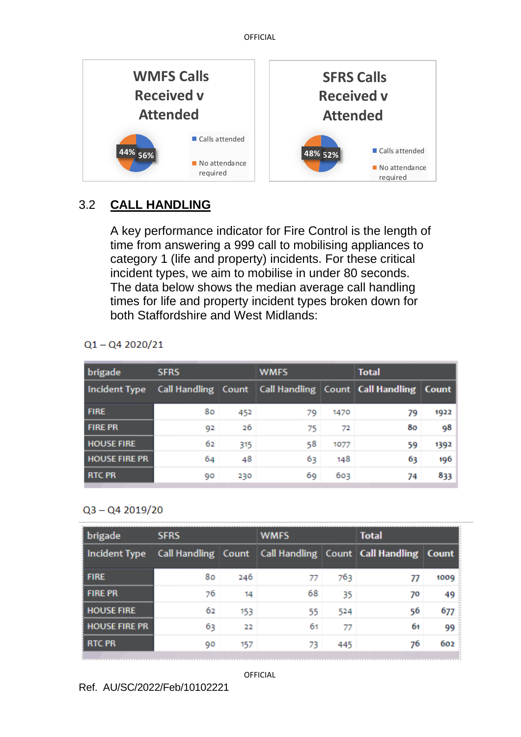WMFS Calls Received v Attended

44%
56%

Calls attended

No attendance required

SFRS Calls Received v Attended

48%
52%

Calls attended

No attendance required

## 3.2 CALL HANDLING

A key performance indicator for Fire Control is the length of time from answering a 999 call to mobilising appliances to category 1 (life and property) incidents. For these critical incident types, we aim to mobilise in under 80 seconds. The data below shows the median average call handling times for life and property incident types broken down for both Staffordshire and West Midlands:

Q1 – Q4 2020/21

| brigade | SFRS | | WMFS | | Total | |
|---|---|---|---|---|---|---|
| Incident Type | Call Handling | Count | Call Handling | Count | Call Handling | Count |
| FIRE | 80 | 452 | 79 | 1470 | 79 | 1922 |
| FIRE PR | 92 | 26 | 75 | 72 | 80 | 98 |
| HOUSE FIRE | 62 | 315 | 58 | 1077 | 59 | 1392 |
| HOUSE FIRE PR | 64 | 48 | 63 | 148 | 63 | 196 |
| RTC PR | 90 | 230 | 69 | 603 | 74 | 833 |

Q3 – Q4 2019/20

| brigade | SFRS | | WMFS | | Total | |
|---|---|---|---|---|---|---|
| Incident Type | Call Handling | Count | Call Handling | Count | Call Handling | Count |
| FIRE | 80 | 246 | 77 | 763 | 77 | 1009 |
| FIRE PR | 76 | 14 | 68 | 35 | 70 | 49 |
| HOUSE FIRE | 62 | 153 | 55 | 524 | 56 | 677 |
| HOUSE FIRE PR | 63 | 22 | 61 | 77 | 61 | 99 |
| RTC PR | 90 | 157 | 73 | 445 | 76 | 602 |

Ref. AU/SC/2022/Feb/10102221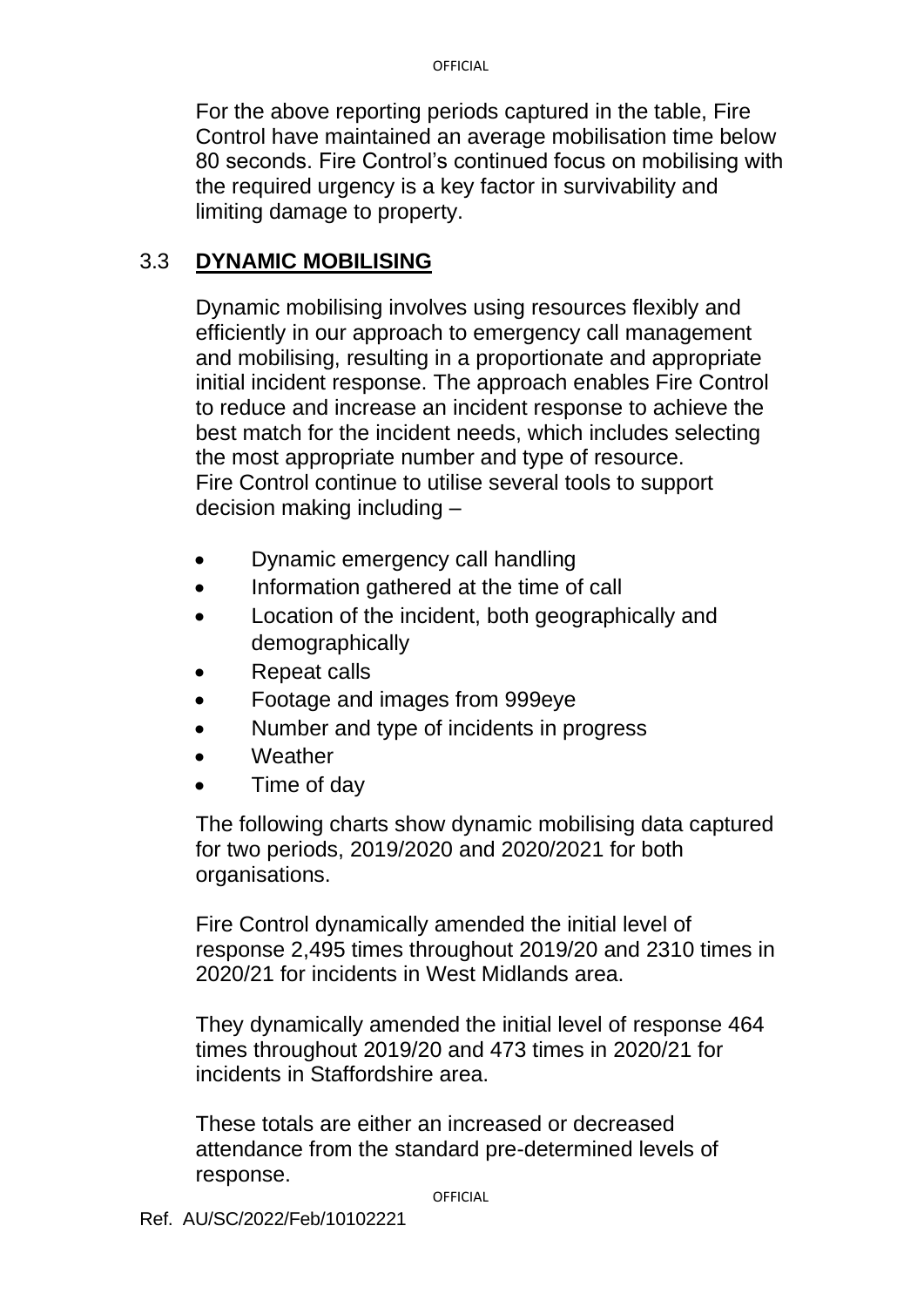For the above reporting periods captured in the table, Fire Control have maintained an average mobilisation time below 80 seconds. Fire Control's continued focus on mobilising with the required urgency is a key factor in survivability and limiting damage to property.

## 3.3 DYNAMIC MOBILISING

Dynamic mobilising involves using resources flexibly and efficiently in our approach to emergency call management and mobilising, resulting in a proportionate and appropriate initial incident response. The approach enables Fire Control to reduce and increase an incident response to achieve the best match for the incident needs, which includes selecting the most appropriate number and type of resource.
Fire Control continue to utilise several tools to support decision making including –

- Dynamic emergency call handling
- Information gathered at the time of call
- Location of the incident, both geographically and demographically
- Repeat calls
- Footage and images from 999eye
- Number and type of incidents in progress
- Weather
- Time of day

The following charts show dynamic mobilising data captured for two periods, 2019/2020 and 2020/2021 for both organisations.

Fire Control dynamically amended the initial level of response 2,495 times throughout 2019/20 and 2310 times in 2020/21 for incidents in West Midlands area.

They dynamically amended the initial level of response 464 times throughout 2019/20 and 473 times in 2020/21 for incidents in Staffordshire area.

These totals are either an increased or decreased attendance from the standard pre-determined levels of response.

Ref. AU/SC/2022/Feb/10102221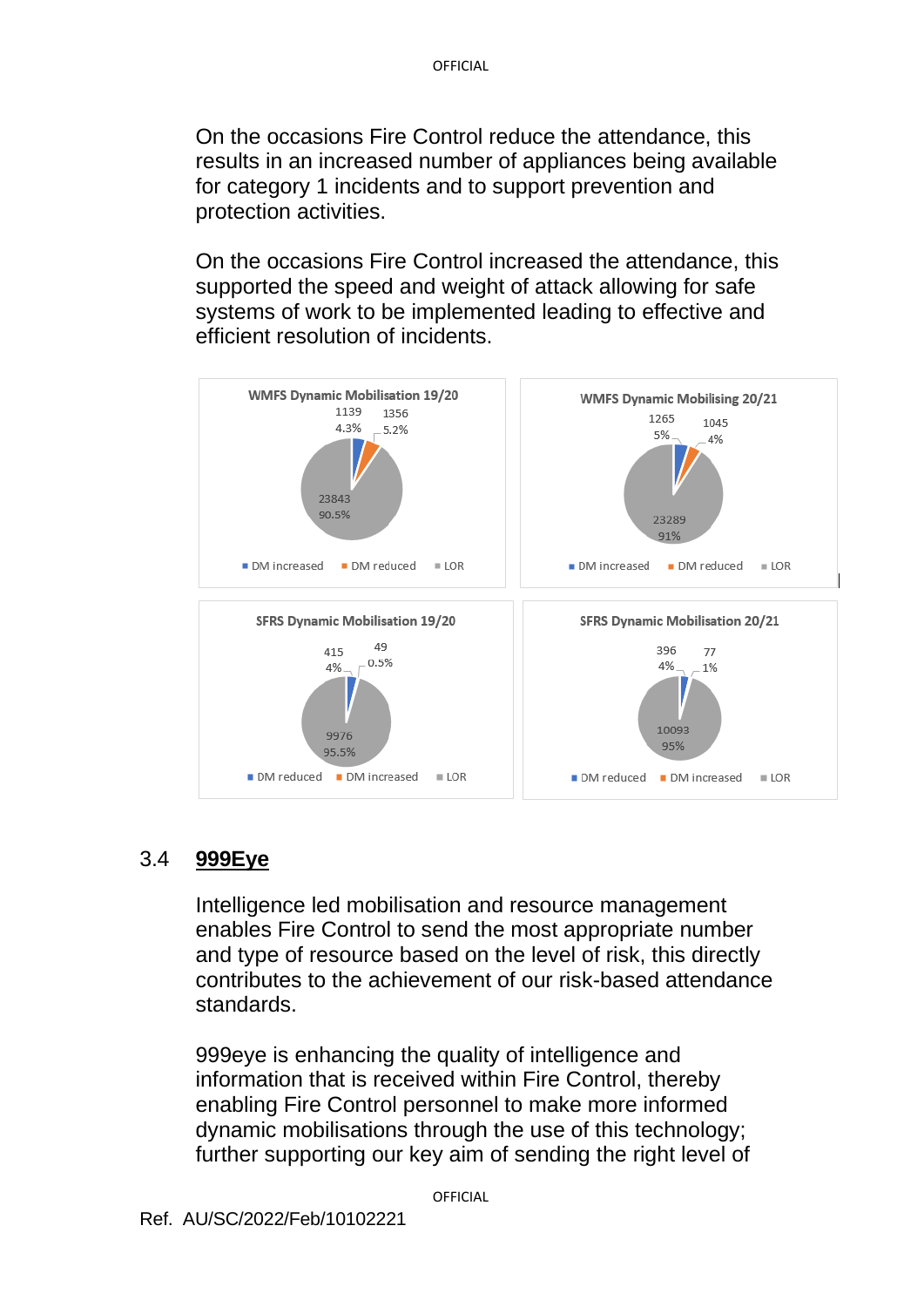On the occasions Fire Control reduce the attendance, this results in an increased number of appliances being available for category 1 incidents and to support prevention and protection activities.

On the occasions Fire Control increased the attendance, this supported the speed and weight of attack allowing for safe systems of work to be implemented leading to effective and efficient resolution of incidents.

WMFS Dynamic Mobilisation 19/20

1139
4.3%
1356
5.2%
23843
90.5%

DM increased · DM reduced · LOR

WMFS Dynamic Mobilising 20/21

1265
5%
1045
4%
23289
91%

DM increased · DM reduced · LOR

SFRS Dynamic Mobilisation 19/20

415
4%
49
0.5%
9976
95.5%

DM reduced · DM increased · LOR

SFRS Dynamic Mobilisation 20/21

396
4%
77
1%
10093
95%

DM reduced · DM increased · LOR

## 3.4 **999Eye**

Intelligence led mobilisation and resource management enables Fire Control to send the most appropriate number and type of resource based on the level of risk, this directly contributes to the achievement of our risk-based attendance standards.

999eye is enhancing the quality of intelligence and information that is received within Fire Control, thereby enabling Fire Control personnel to make more informed dynamic mobilisations through the use of this technology; further supporting our key aim of sending the right level of

Ref. AU/SC/2022/Feb/10102221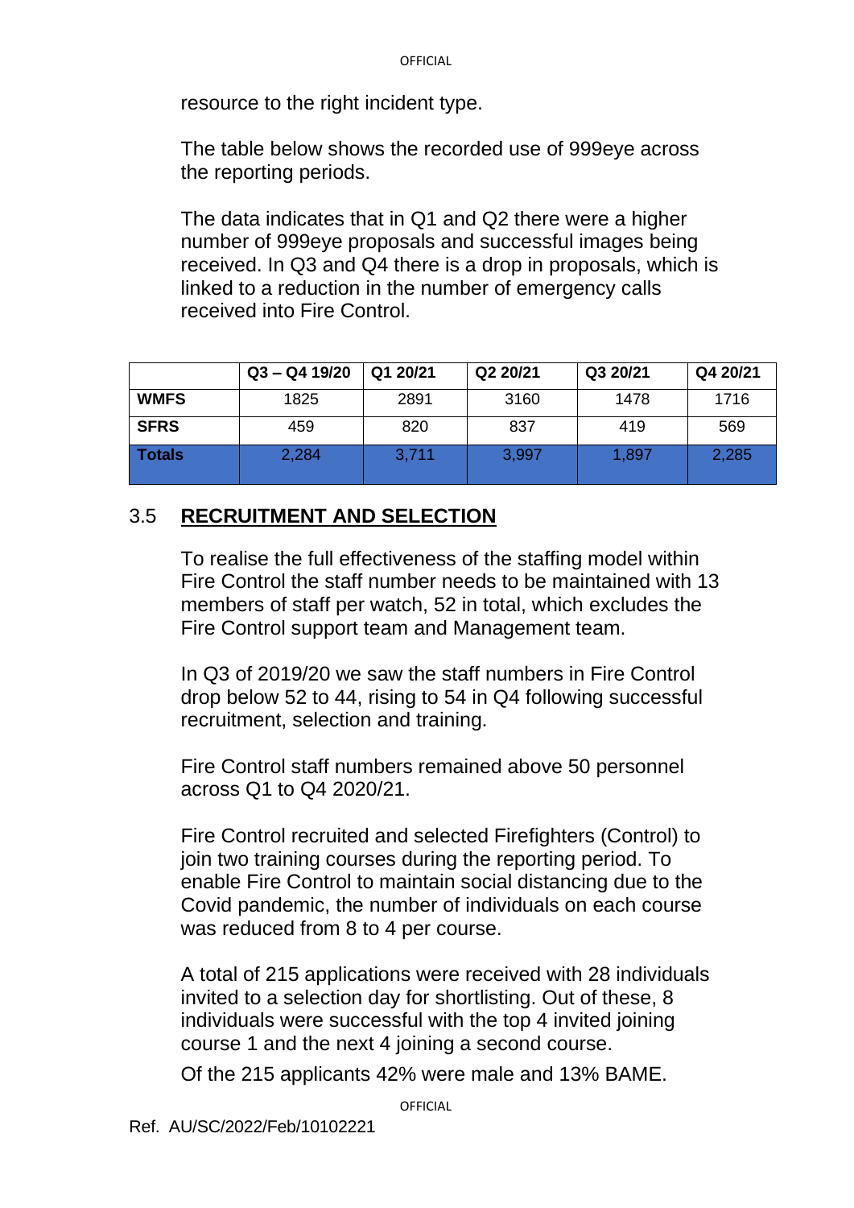resource to the right incident type.

The table below shows the recorded use of 999eye across the reporting periods.

The data indicates that in Q1 and Q2 there were a higher number of 999eye proposals and successful images being received. In Q3 and Q4 there is a drop in proposals, which is linked to a reduction in the number of emergency calls received into Fire Control.

| | Q3 – Q4 19/20 | Q1 20/21 | Q2 20/21 | Q3 20/21 | Q4 20/21 |
|---|---|---|---|---|---|
| **WMFS** | 1825 | 2891 | 3160 | 1478 | 1716 |
| **SFRS** | 459 | 820 | 837 | 419 | 569 |
| **Totals** | 2,284 | 3,711 | 3,997 | 1,897 | 2,285 |

## 3.5 RECRUITMENT AND SELECTION

To realise the full effectiveness of the staffing model within Fire Control the staff number needs to be maintained with 13 members of staff per watch, 52 in total, which excludes the Fire Control support team and Management team.

In Q3 of 2019/20 we saw the staff numbers in Fire Control drop below 52 to 44, rising to 54 in Q4 following successful recruitment, selection and training.

Fire Control staff numbers remained above 50 personnel across Q1 to Q4 2020/21.

Fire Control recruited and selected Firefighters (Control) to join two training courses during the reporting period. To enable Fire Control to maintain social distancing due to the Covid pandemic, the number of individuals on each course was reduced from 8 to 4 per course.

A total of 215 applications were received with 28 individuals invited to a selection day for shortlisting. Out of these, 8 individuals were successful with the top 4 invited joining course 1 and the next 4 joining a second course.

Of the 215 applicants 42% were male and 13% BAME.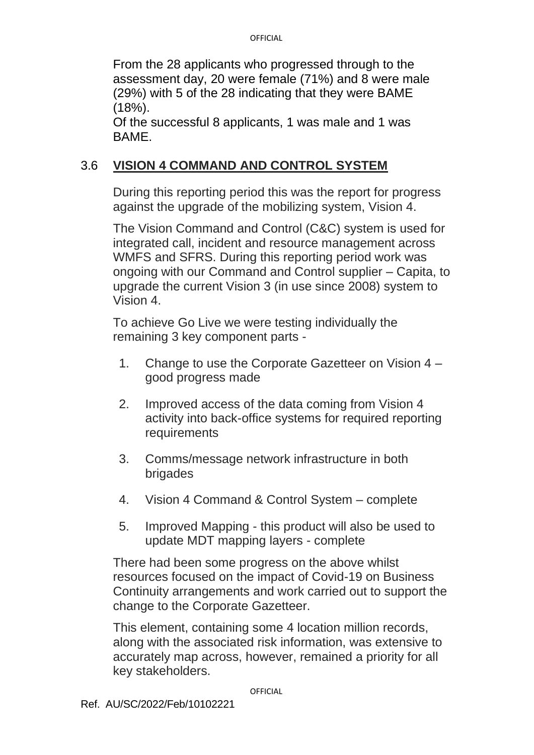From the 28 applicants who progressed through to the assessment day, 20 were female (71%) and 8 were male (29%) with 5 of the 28 indicating that they were BAME (18%).
Of the successful 8 applicants, 1 was male and 1 was BAME.

## 3.6 **VISION 4 COMMAND AND CONTROL SYSTEM**

During this reporting period this was the report for progress against the upgrade of the mobilizing system, Vision 4.

The Vision Command and Control (C&C) system is used for integrated call, incident and resource management across WMFS and SFRS. During this reporting period work was ongoing with our Command and Control supplier – Capita, to upgrade the current Vision 3 (in use since 2008) system to Vision 4.

To achieve Go Live we were testing individually the remaining 3 key component parts -

1. Change to use the Corporate Gazetteer on Vision 4 – good progress made
2. Improved access of the data coming from Vision 4 activity into back-office systems for required reporting requirements
3. Comms/message network infrastructure in both brigades
4. Vision 4 Command & Control System – complete
5. Improved Mapping - this product will also be used to update MDT mapping layers - complete

There had been some progress on the above whilst resources focused on the impact of Covid-19 on Business Continuity arrangements and work carried out to support the change to the Corporate Gazetteer.

This element, containing some 4 location million records, along with the associated risk information, was extensive to accurately map across, however, remained a priority for all key stakeholders.

Ref. AU/SC/2022/Feb/10102221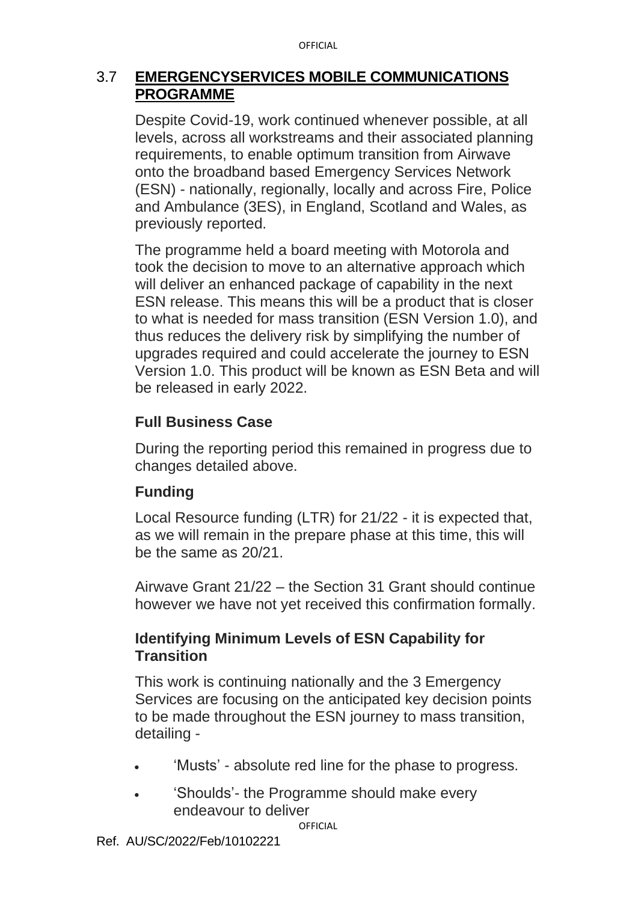## 3.7 EMERGENCYSERVICES MOBILE COMMUNICATIONS PROGRAMME

Despite Covid-19, work continued whenever possible, at all levels, across all workstreams and their associated planning requirements, to enable optimum transition from Airwave onto the broadband based Emergency Services Network (ESN) - nationally, regionally, locally and across Fire, Police and Ambulance (3ES), in England, Scotland and Wales, as previously reported.

The programme held a board meeting with Motorola and took the decision to move to an alternative approach which will deliver an enhanced package of capability in the next ESN release. This means this will be a product that is closer to what is needed for mass transition (ESN Version 1.0), and thus reduces the delivery risk by simplifying the number of upgrades required and could accelerate the journey to ESN Version 1.0. This product will be known as ESN Beta and will be released in early 2022.

### Full Business Case

During the reporting period this remained in progress due to changes detailed above.

### Funding

Local Resource funding (LTR) for 21/22 - it is expected that, as we will remain in the prepare phase at this time, this will be the same as 20/21.

Airwave Grant 21/22 – the Section 31 Grant should continue however we have not yet received this confirmation formally.

### Identifying Minimum Levels of ESN Capability for Transition

This work is continuing nationally and the 3 Emergency Services are focusing on the anticipated key decision points to be made throughout the ESN journey to mass transition, detailing -

- 'Musts' - absolute red line for the phase to progress.
- 'Shoulds'- the Programme should make every endeavour to deliver

Ref. AU/SC/2022/Feb/10102221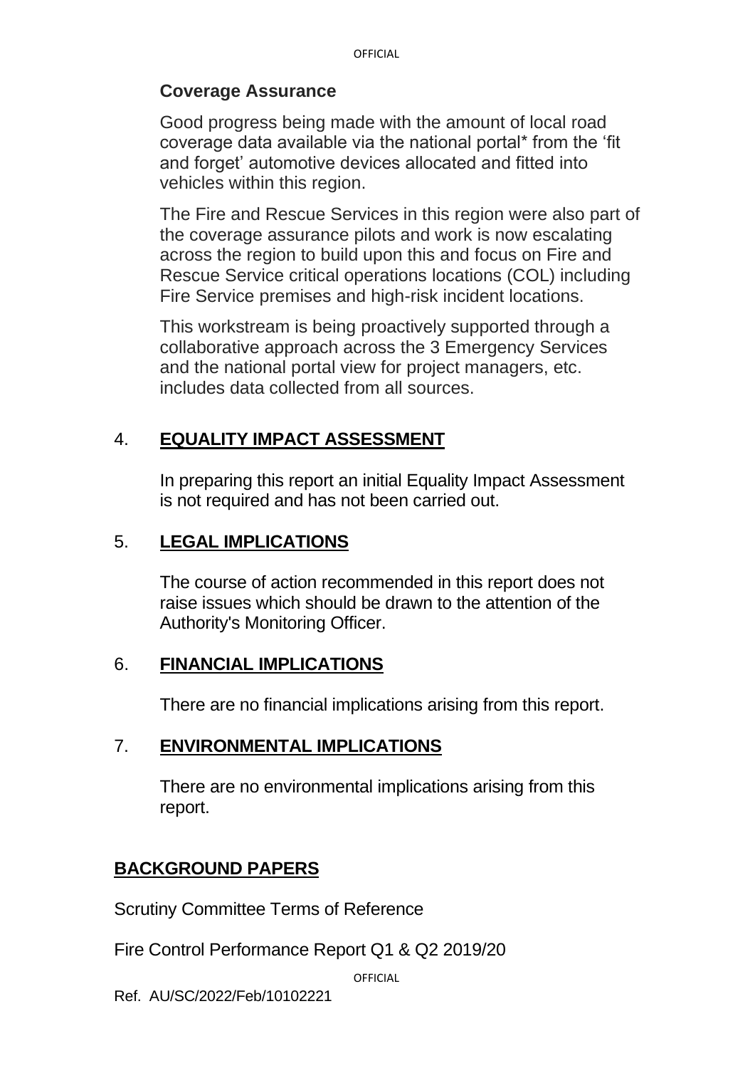**Coverage Assurance**

Good progress being made with the amount of local road coverage data available via the national portal* from the 'fit and forget' automotive devices allocated and fitted into vehicles within this region.

The Fire and Rescue Services in this region were also part of the coverage assurance pilots and work is now escalating across the region to build upon this and focus on Fire and Rescue Service critical operations locations (COL) including Fire Service premises and high-risk incident locations.

This workstream is being proactively supported through a collaborative approach across the 3 Emergency Services and the national portal view for project managers, etc. includes data collected from all sources.

## 4. EQUALITY IMPACT ASSESSMENT

In preparing this report an initial Equality Impact Assessment is not required and has not been carried out.

## 5. LEGAL IMPLICATIONS

The course of action recommended in this report does not raise issues which should be drawn to the attention of the Authority's Monitoring Officer.

## 6. FINANCIAL IMPLICATIONS

There are no financial implications arising from this report.

## 7. ENVIRONMENTAL IMPLICATIONS

There are no environmental implications arising from this report.

## BACKGROUND PAPERS

Scrutiny Committee Terms of Reference

Fire Control Performance Report Q1 & Q2 2019/20

Ref. AU/SC/2022/Feb/10102221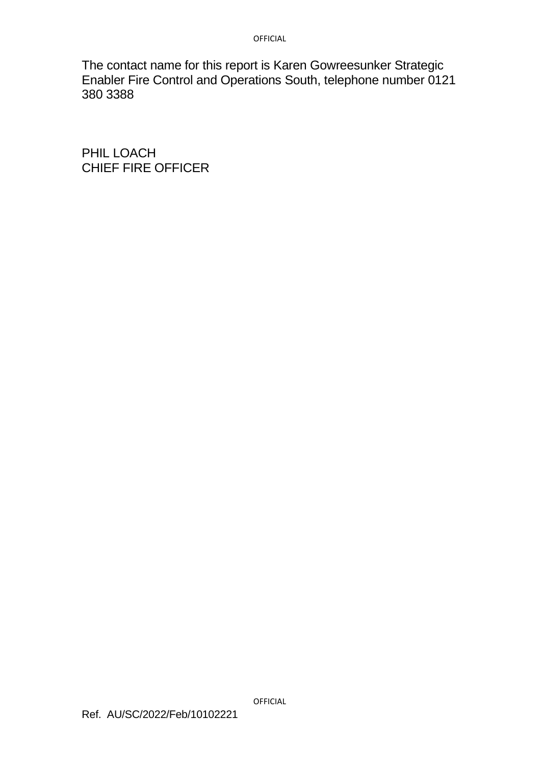The contact name for this report is Karen Gowreesunker Strategic Enabler Fire Control and Operations South, telephone number 0121 380 3388

PHIL LOACH
CHIEF FIRE OFFICER

Ref. AU/SC/2022/Feb/10102221